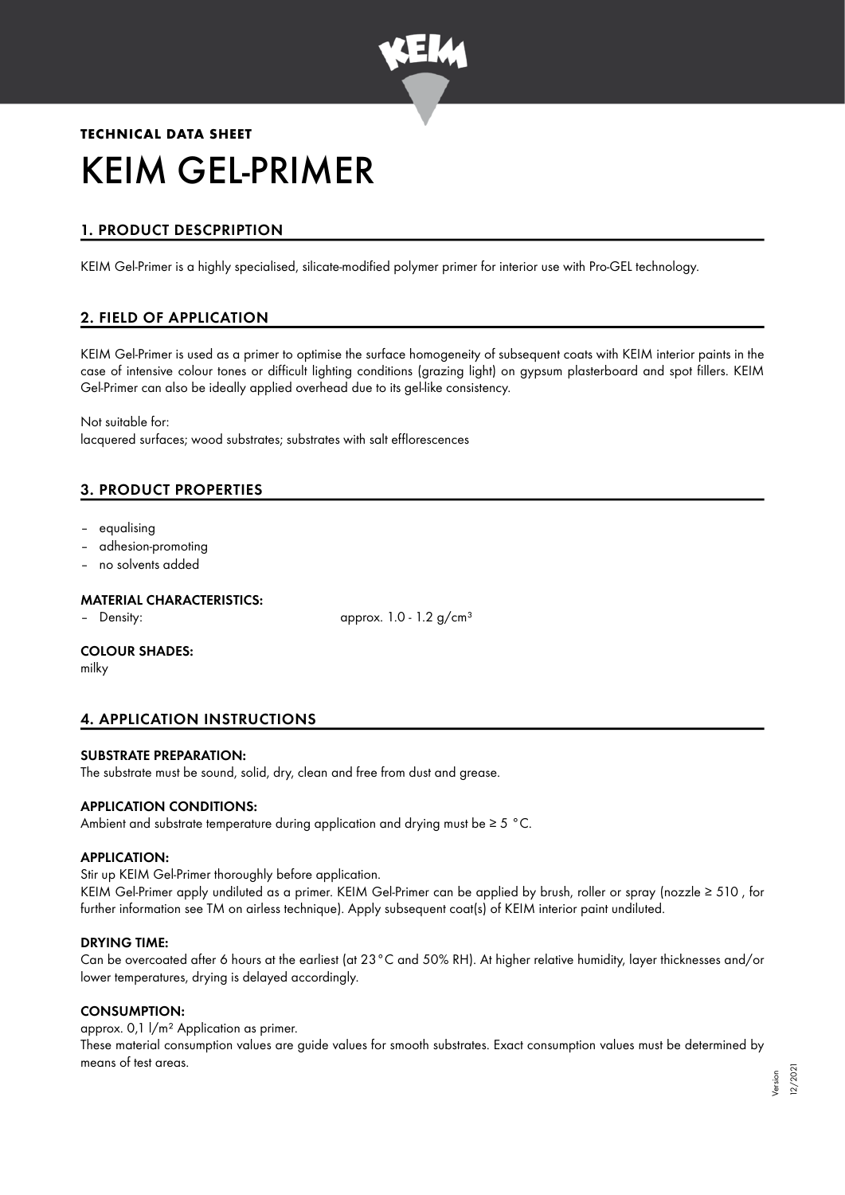**TECHNICAL DATA SHEET**

# KEIM GEL-PRIMER

## 1. PRODUCT DESCPRIPTION

KEIM Gel-Primer is a highly specialised, silicate-modified polymer primer for interior use with Pro-GEL technology.

## 2. FIELD OF APPLICATION

KEIM Gel-Primer is used as a primer to optimise the surface homogeneity of subsequent coats with KEIM interior paints in the case of intensive colour tones or difficult lighting conditions (grazing light) on gypsum plasterboard and spot fillers. KEIM Gel-Primer can also be ideally applied overhead due to its gel-like consistency.

Not suitable for:
lacquered surfaces; wood substrates; substrates with salt efflorescences

## 3. PRODUCT PROPERTIES

- equalising
- adhesion-promoting
- no solvents added

### MATERIAL CHARACTERISTICS:

- Density: approx. 1.0 - 1.2 g/cm³

### COLOUR SHADES:

milky

## 4. APPLICATION INSTRUCTIONS

### SUBSTRATE PREPARATION:

The substrate must be sound, solid, dry, clean and free from dust and grease.

### APPLICATION CONDITIONS:

Ambient and substrate temperature during application and drying must be ≥ 5 °C.

### APPLICATION:

Stir up KEIM Gel-Primer thoroughly before application.
KEIM Gel-Primer apply undiluted as a primer. KEIM Gel-Primer can be applied by brush, roller or spray (nozzle ≥ 510 , for further information see TM on airless technique). Apply subsequent coat(s) of KEIM interior paint undiluted.

### DRYING TIME:

Can be overcoated after 6 hours at the earliest (at 23°C and 50% RH). At higher relative humidity, layer thicknesses and/or lower temperatures, drying is delayed accordingly.

### CONSUMPTION:

approx. 0,1 l/m² Application as primer.
These material consumption values are guide values for smooth substrates. Exact consumption values must be determined by means of test areas.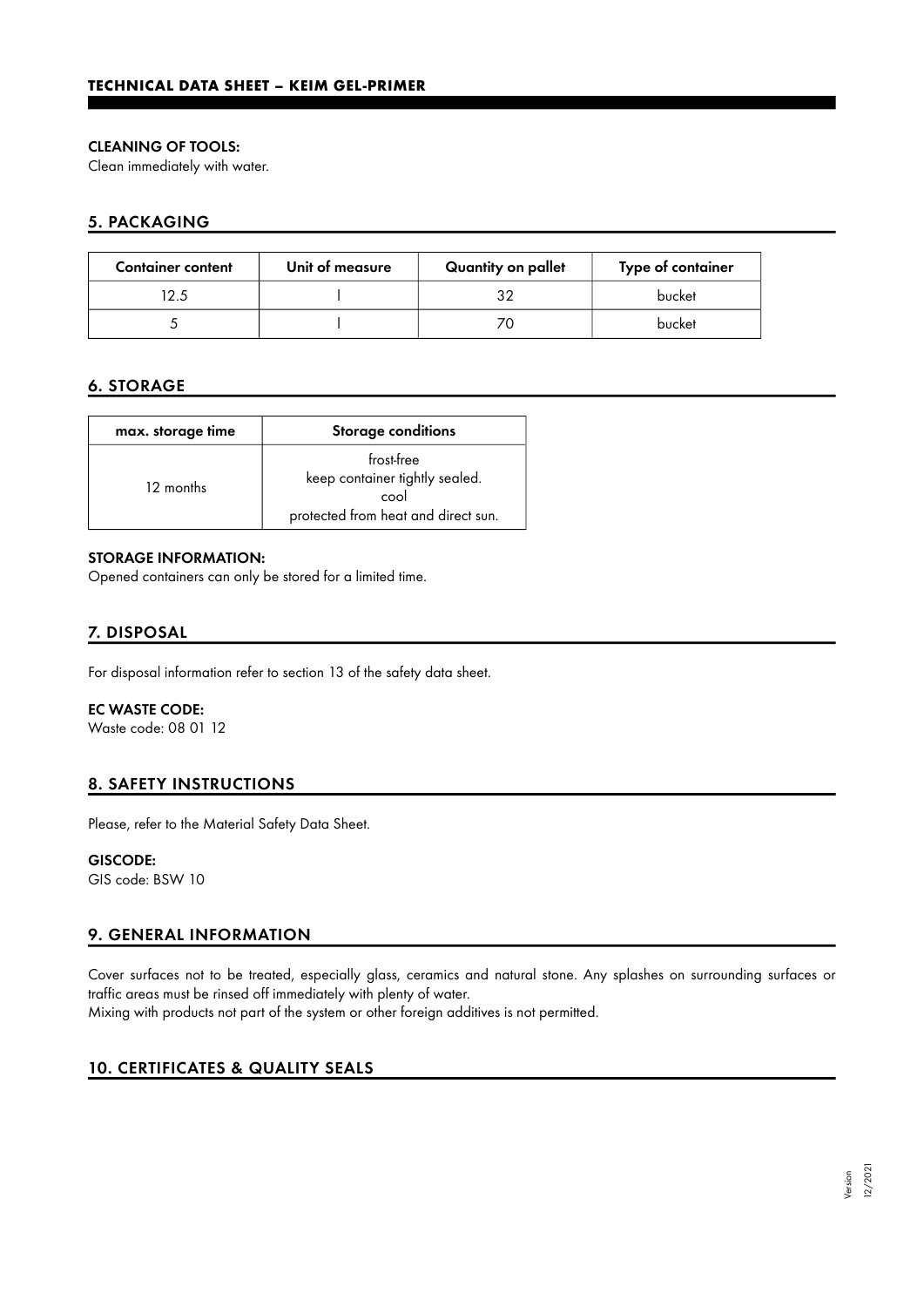**CLEANING OF TOOLS:**
Clean immediately with water.

## 5. PACKAGING

| Container content | Unit of measure | Quantity on pallet | Type of container |
|---|---|---|---|
| 12.5 | l | 32 | bucket |
| 5 | l | 70 | bucket |

## 6. STORAGE

| max. storage time | Storage conditions |
|---|---|
| 12 months | frost-free<br>keep container tightly sealed.<br>cool<br>protected from heat and direct sun. |

**STORAGE INFORMATION:**
Opened containers can only be stored for a limited time.

## 7. DISPOSAL

For disposal information refer to section 13 of the safety data sheet.

**EC WASTE CODE:**
Waste code: 08 01 12

## 8. SAFETY INSTRUCTIONS

Please, refer to the Material Safety Data Sheet.

**GISCODE:**
GIS code: BSW 10

## 9. GENERAL INFORMATION

Cover surfaces not to be treated, especially glass, ceramics and natural stone. Any splashes on surrounding surfaces or traffic areas must be rinsed off immediately with plenty of water.
Mixing with products not part of the system or other foreign additives is not permitted.

## 10. CERTIFICATES & QUALITY SEALS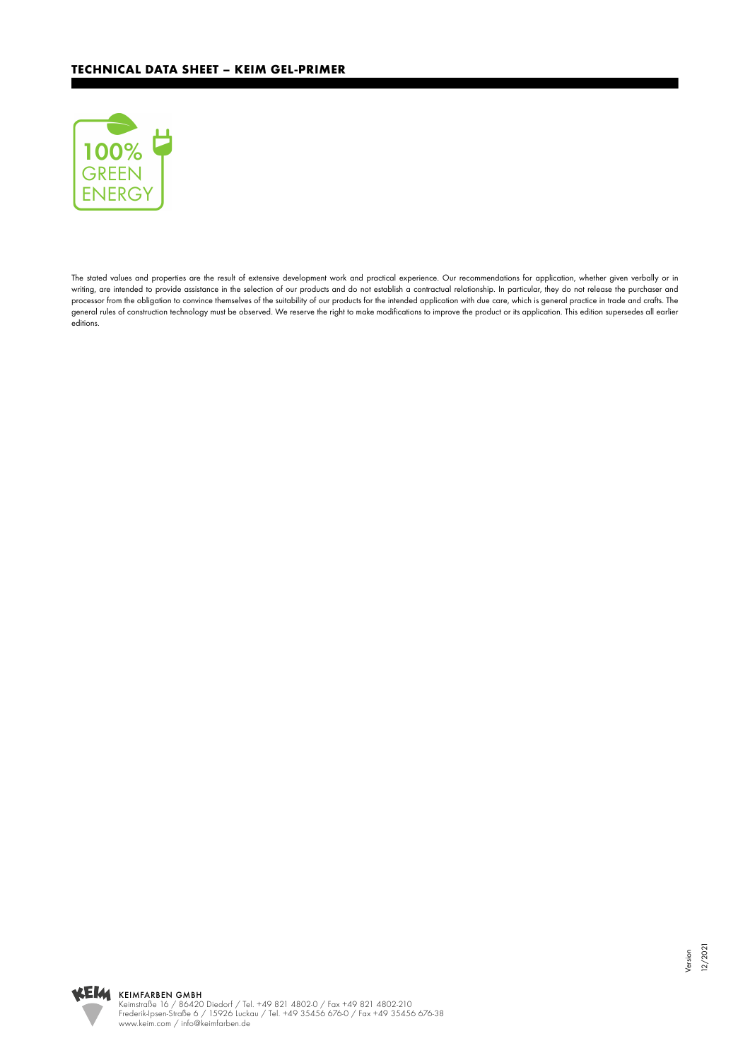100% GREEN ENERGY

The stated values and properties are the result of extensive development work and practical experience. Our recommendations for application, whether given verbally or in writing, are intended to provide assistance in the selection of our products and do not establish a contractual relationship. In particular, they do not release the purchaser and processor from the obligation to convince themselves of the suitability of our products for the intended application with due care, which is general practice in trade and crafts. The general rules of construction technology must be observed. We reserve the right to make modifications to improve the product or its application. This edition supersedes all earlier editions.

**KEIMFARBEN GMBH**
Keimstraße 16 / 86420 Diedorf / Tel. +49 821 4802-0 / Fax +49 821 4802-210
Frederik-Ipsen-Straße 6 / 15926 Luckau / Tel. +49 35456 676-0 / Fax +49 35456 676-38
www.keim.com / info@keimfarben.de

Version 12/2021